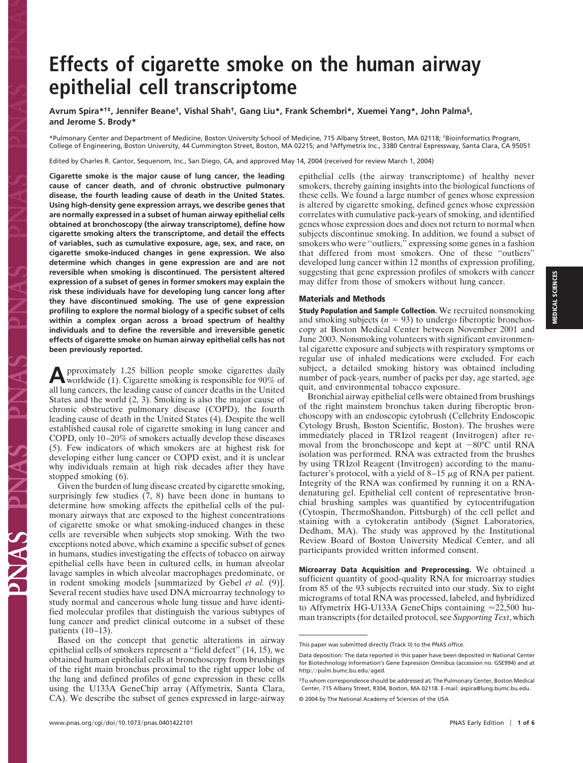# Effects of cigarette smoke on the human airway epithelial cell transcriptome

**Avrum Spira*†‡, Jennifer Beane†, Vishal Shah†, Gang Liu*, Frank Schembri*, Xuemei Yang*, John Palma§, and Jerome S. Brody***

*Pulmonary Center and Department of Medicine, Boston University School of Medicine, 715 Albany Street, Boston, MA 02118; †Bioinformatics Program, College of Engineering, Boston University, 44 Cummington Street, Boston, MA 02215; and §Affymetrix Inc., 3380 Central Expressway, Santa Clara, CA 95051

Edited by Charles R. Cantor, Sequenom, Inc., San Diego, CA, and approved May 14, 2004 (received for review March 1, 2004)

**Cigarette smoke is the major cause of lung cancer, the leading cause of cancer death, and of chronic obstructive pulmonary disease, the fourth leading cause of death in the United States. Using high-density gene expression arrays, we describe genes that are normally expressed in a subset of human airway epithelial cells obtained at bronchoscopy (the airway transcriptome), define how cigarette smoking alters the transcriptome, and detail the effects of variables, such as cumulative exposure, age, sex, and race, on cigarette smoke-induced changes in gene expression. We also determine which changes in gene expression are and are not reversible when smoking is discontinued. The persistent altered expression of a subset of genes in former smokers may explain the risk these individuals have for developing lung cancer long after they have discontinued smoking. The use of gene expression profiling to explore the normal biology of a specific subset of cells within a complex organ across a broad spectrum of healthy individuals and to define the reversible and irreversible genetic effects of cigarette smoke on human airway epithelial cells has not been previously reported.**

Approximately 1.25 billion people smoke cigarettes daily worldwide (1). Cigarette smoking is responsible for 90% of all lung cancers, the leading cause of cancer deaths in the United States and the world (2, 3). Smoking is also the major cause of chronic obstructive pulmonary disease (COPD), the fourth leading cause of death in the United States (4). Despite the well established causal role of cigarette smoking in lung cancer and COPD, only 10–20% of smokers actually develop these diseases (5). Few indicators of which smokers are at highest risk for developing either lung cancer or COPD exist, and it is unclear why individuals remain at high risk decades after they have stopped smoking (6).

Given the burden of lung disease created by cigarette smoking, surprisingly few studies (7, 8) have been done in humans to determine how smoking affects the epithelial cells of the pulmonary airways that are exposed to the highest concentrations of cigarette smoke or what smoking-induced changes in these cells are reversible when subjects stop smoking. With the two exceptions noted above, which examine a specific subset of genes in humans, studies investigating the effects of tobacco on airway epithelial cells have been in cultured cells, in human alveolar lavage samples in which alveolar macrophages predominate, or in rodent smoking models [summarized by Gebel *et al.* (9)]. Several recent studies have used DNA microarray technology to study normal and cancerous whole lung tissue and have identified molecular profiles that distinguish the various subtypes of lung cancer and predict clinical outcome in a subset of these patients (10–13).

Based on the concept that genetic alterations in airway epithelial cells of smokers represent a "field defect" (14, 15), we obtained human epithelial cells at bronchoscopy from brushings of the right main bronchus proximal to the right upper lobe of the lung and defined profiles of gene expression in these cells using the U133A GeneChip array (Affymetrix, Santa Clara, CA). We describe the subset of genes expressed in large-airway epithelial cells (the airway transcriptome) of healthy never smokers, thereby gaining insights into the biological functions of these cells. We found a large number of genes whose expression is altered by cigarette smoking, defined genes whose expression correlates with cumulative pack-years of smoking, and identified genes whose expression does and does not return to normal when subjects discontinue smoking. In addition, we found a subset of smokers who were "outliers," expressing some genes in a fashion that differed from most smokers. One of these "outliers" developed lung cancer within 12 months of expression profiling, suggesting that gene expression profiles of smokers with cancer may differ from those of smokers without lung cancer.

## Materials and Methods

**Study Population and Sample Collection.** We recruited nonsmoking and smoking subjects ($n = 93$) to undergo fiberoptic bronchoscopy at Boston Medical Center between November 2001 and June 2003. Nonsmoking volunteers with significant environmental cigarette exposure and subjects with respiratory symptoms or regular use of inhaled medications were excluded. For each subject, a detailed smoking history was obtained including number of pack-years, number of packs per day, age started, age quit, and environmental tobacco exposure.

Bronchial airway epithelial cells were obtained from brushings of the right mainstem bronchus taken during fiberoptic bronchoscopy with an endoscopic cytobrush (Cellebrity Endoscopic Cytology Brush, Boston Scientific, Boston). The brushes were immediately placed in TRIzol reagent (Invitrogen) after removal from the bronchoscope and kept at −80°C until RNA isolation was performed. RNA was extracted from the brushes by using TRIzol Reagent (Invitrogen) according to the manufacturer's protocol, with a yield of 8–15 μg of RNA per patient. Integrity of the RNA was confirmed by running it on a RNA-denaturing gel. Epithelial cell content of representative bronchial brushing samples was quantified by cytocentrifugation (Cytospin, ThermoShandon, Pittsburgh) of the cell pellet and staining with a cytokeratin antibody (Signet Laboratories, Dedham, MA). The study was approved by the Institutional Review Board of Boston University Medical Center, and all participants provided written informed consent.

**Microarray Data Acquisition and Preprocessing.** We obtained a sufficient quantity of good-quality RNA for microarray studies from 85 of the 93 subjects recruited into our study. Six to eight micrograms of total RNA was processed, labeled, and hybridized to Affymetrix HG-U133A GeneChips containing ≈22,500 human transcripts (for detailed protocol, see *Supporting Text*, which

This paper was submitted directly (Track II) to the PNAS office.

Data deposition: The data reported in this paper have been deposited in National Center for Biotechnology Information's Gene Expression Omnibus (accession no. GSE994) and at http://pulm.bumc.bu.edu/aged.

‡To whom correspondence should be addressed at: The Pulmonary Center, Boston Medical Center, 715 Albany Street, R304, Boston, MA 02118. E-mail: aspira@lung.bumc.bu.edu.

© 2004 by The National Academy of Sciences of the USA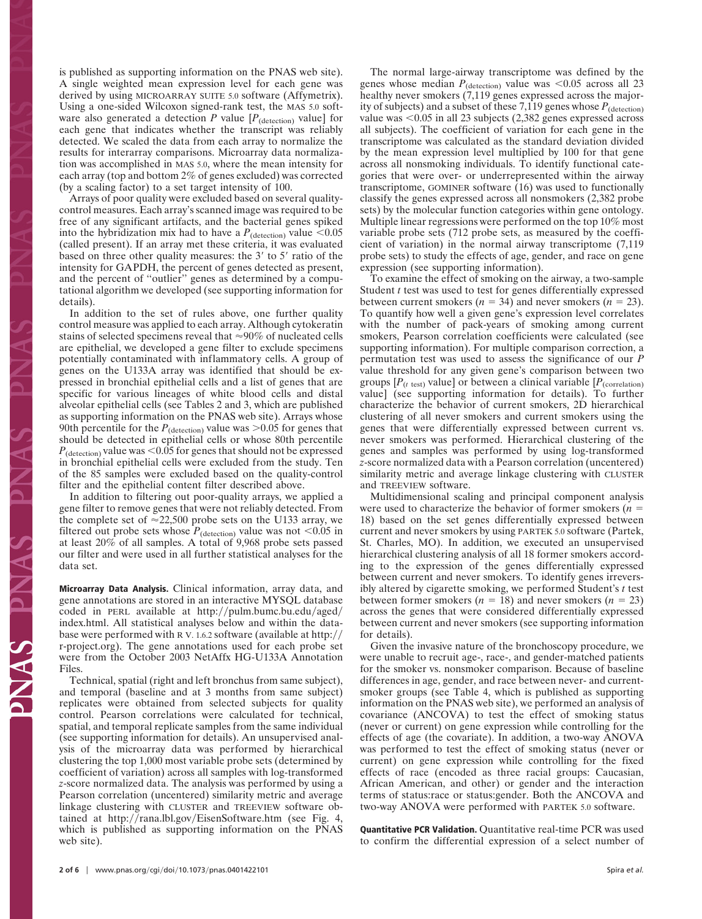is published as supporting information on the PNAS web site). A single weighted mean expression level for each gene was derived by using MICROARRAY SUITE 5.0 software (Affymetrix). Using a one-sided Wilcoxon signed-rank test, the MAS 5.0 software also generated a detection *P* value [$P_{(\mathrm{detection})}$ value] for each gene that indicates whether the transcript was reliably detected. We scaled the data from each array to normalize the results for interarray comparisons. Microarray data normalization was accomplished in MAS 5.0, where the mean intensity for each array (top and bottom 2% of genes excluded) was corrected (by a scaling factor) to a set target intensity of 100.

Arrays of poor quality were excluded based on several quality-control measures. Each array's scanned image was required to be free of any significant artifacts, and the bacterial genes spiked into the hybridization mix had to have a $P_{(\mathrm{detection})}$ value $<0.05$ (called present). If an array met these criteria, it was evaluated based on three other quality measures: the 3′ to 5′ ratio of the intensity for GAPDH, the percent of genes detected as present, and the percent of "outlier" genes as determined by a computational algorithm we developed (see supporting information for details).

In addition to the set of rules above, one further quality control measure was applied to each array. Although cytokeratin stains of selected specimens reveal that ≈90% of nucleated cells are epithelial, we developed a gene filter to exclude specimens potentially contaminated with inflammatory cells. A group of genes on the U133A array was identified that should be expressed in bronchial epithelial cells and a list of genes that are specific for various lineages of white blood cells and distal alveolar epithelial cells (see Tables 2 and 3, which are published as supporting information on the PNAS web site). Arrays whose 90th percentile for the $P_{(\mathrm{detection})}$ value was $>0.05$ for genes that should be detected in epithelial cells or whose 80th percentile $P_{(\mathrm{detection})}$ value was $<0.05$ for genes that should not be expressed in bronchial epithelial cells were excluded from the study. Ten of the 85 samples were excluded based on the quality-control filter and the epithelial content filter described above.

In addition to filtering out poor-quality arrays, we applied a gene filter to remove genes that were not reliably detected. From the complete set of ≈22,500 probe sets on the U133 array, we filtered out probe sets whose $P_{(\mathrm{detection})}$ value was not $<0.05$ in at least 20% of all samples. A total of 9,968 probe sets passed our filter and were used in all further statistical analyses for the data set.

**Microarray Data Analysis.** Clinical information, array data, and gene annotations are stored in an interactive MYSQL database coded in PERL available at http://pulm.bumc.bu.edu/aged/index.html. All statistical analyses below and within the database were performed with R V. 1.6.2 software (available at http://r-project.org). The gene annotations used for each probe set were from the October 2003 NetAffx HG-U133A Annotation Files.

Technical, spatial (right and left bronchus from same subject), and temporal (baseline and at 3 months from same subject) replicates were obtained from selected subjects for quality control. Pearson correlations were calculated for technical, spatial, and temporal replicate samples from the same individual (see supporting information for details). An unsupervised analysis of the microarray data was performed by hierarchical clustering the top 1,000 most variable probe sets (determined by coefficient of variation) across all samples with log-transformed *z*-score normalized data. The analysis was performed by using a Pearson correlation (uncentered) similarity metric and average linkage clustering with CLUSTER and TREEVIEW software obtained at http://rana.lbl.gov/EisenSoftware.htm (see Fig. 4, which is published as supporting information on the PNAS web site).

The normal large-airway transcriptome was defined by the genes whose median $P_{(\mathrm{detection})}$ value was $<0.05$ across all 23 healthy never smokers (7,119 genes expressed across the majority of subjects) and a subset of these 7,119 genes whose $P_{(\mathrm{detection})}$ value was $<0.05$ in all 23 subjects (2,382 genes expressed across all subjects). The coefficient of variation for each gene in the transcriptome was calculated as the standard deviation divided by the mean expression level multiplied by 100 for that gene across all nonsmoking individuals. To identify functional categories that were over- or underrepresented within the airway transcriptome, GOMINER software (16) was used to functionally classify the genes expressed across all nonsmokers (2,382 probe sets) by the molecular function categories within gene ontology. Multiple linear regressions were performed on the top 10% most variable probe sets (712 probe sets, as measured by the coefficient of variation) in the normal airway transcriptome (7,119 probe sets) to study the effects of age, gender, and race on gene expression (see supporting information).

To examine the effect of smoking on the airway, a two-sample Student *t* test was used to test for genes differentially expressed between current smokers ($n = 34$) and never smokers ($n = 23$). To quantify how well a given gene's expression level correlates with the number of pack-years of smoking among current smokers, Pearson correlation coefficients were calculated (see supporting information). For multiple comparison correction, a permutation test was used to assess the significance of our *P* value threshold for any given gene's comparison between two groups [$P_{(t\ \mathrm{test})}$ value] or between a clinical variable [$P_{(\mathrm{correlation})}$ value] (see supporting information for details). To further characterize the behavior of current smokers, 2D hierarchical clustering of all never smokers and current smokers using the genes that were differentially expressed between current vs. never smokers was performed. Hierarchical clustering of the genes and samples was performed by using log-transformed *z*-score normalized data with a Pearson correlation (uncentered) similarity metric and average linkage clustering with CLUSTER and TREEVIEW software.

Multidimensional scaling and principal component analysis were used to characterize the behavior of former smokers ($n = 18$) based on the set genes differentially expressed between current and never smokers by using PARTEK 5.0 software (Partek, St. Charles, MO). In addition, we executed an unsupervised hierarchical clustering analysis of all 18 former smokers according to the expression of the genes differentially expressed between current and never smokers. To identify genes irreversibly altered by cigarette smoking, we performed Student's *t* test between former smokers ($n = 18$) and never smokers ($n = 23$) across the genes that were considered differentially expressed between current and never smokers (see supporting information for details).

Given the invasive nature of the bronchoscopy procedure, we were unable to recruit age-, race-, and gender-matched patients for the smoker vs. nonsmoker comparison. Because of baseline differences in age, gender, and race between never- and current-smoker groups (see Table 4, which is published as supporting information on the PNAS web site), we performed an analysis of covariance (ANCOVA) to test the effect of smoking status (never or current) on gene expression while controlling for the effects of age (the covariate). In addition, a two-way ANOVA was performed to test the effect of smoking status (never or current) on gene expression while controlling for the fixed effects of race (encoded as three racial groups: Caucasian, African American, and other) or gender and the interaction terms of status:race or status:gender. Both the ANCOVA and two-way ANOVA were performed with PARTEK 5.0 software.

**Quantitative PCR Validation.** Quantitative real-time PCR was used to confirm the differential expression of a select number of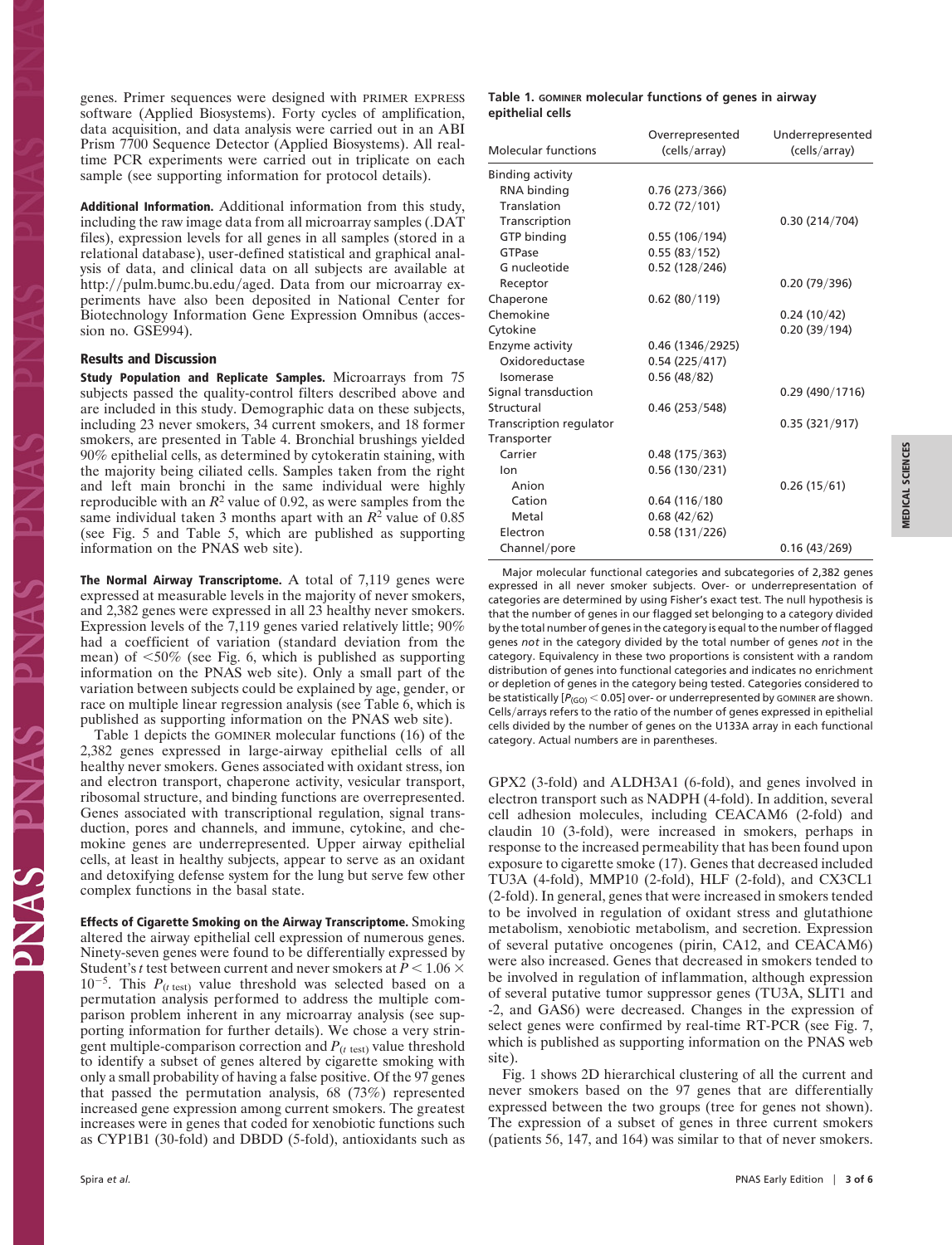genes. Primer sequences were designed with PRIMER EXPRESS software (Applied Biosystems). Forty cycles of amplification, data acquisition, and data analysis were carried out in an ABI Prism 7700 Sequence Detector (Applied Biosystems). All real-time PCR experiments were carried out in triplicate on each sample (see supporting information for protocol details).

**Additional Information.** Additional information from this study, including the raw image data from all microarray samples (.DAT files), expression levels for all genes in all samples (stored in a relational database), user-defined statistical and graphical analysis of data, and clinical data on all subjects are available at http://pulm.bumc.bu.edu/aged. Data from our microarray experiments have also been deposited in National Center for Biotechnology Information Gene Expression Omnibus (accession no. GSE994).

## Results and Discussion

**Study Population and Replicate Samples.** Microarrays from 75 subjects passed the quality-control filters described above and are included in this study. Demographic data on these subjects, including 23 never smokers, 34 current smokers, and 18 former smokers, are presented in Table 4. Bronchial brushings yielded 90% epithelial cells, as determined by cytokeratin staining, with the majority being ciliated cells. Samples taken from the right and left main bronchi in the same individual were highly reproducible with an $R^2$ value of 0.92, as were samples from the same individual taken 3 months apart with an $R^2$ value of 0.85 (see Fig. 5 and Table 5, which are published as supporting information on the PNAS web site).

**The Normal Airway Transcriptome.** A total of 7,119 genes were expressed at measurable levels in the majority of never smokers, and 2,382 genes were expressed in all 23 healthy never smokers. Expression levels of the 7,119 genes varied relatively little; 90% had a coefficient of variation (standard deviation from the mean) of <50% (see Fig. 6, which is published as supporting information on the PNAS web site). Only a small part of the variation between subjects could be explained by age, gender, or race on multiple linear regression analysis (see Table 6, which is published as supporting information on the PNAS web site).

Table 1 depicts the GOMINER molecular functions (16) of the 2,382 genes expressed in large-airway epithelial cells of all healthy never smokers. Genes associated with oxidant stress, ion and electron transport, chaperone activity, vesicular transport, ribosomal structure, and binding functions are overrepresented. Genes associated with transcriptional regulation, signal transduction, pores and channels, and immune, cytokine, and chemokine genes are underrepresented. Upper airway epithelial cells, at least in healthy subjects, appear to serve as an oxidant and detoxifying defense system for the lung but serve few other complex functions in the basal state.

**Effects of Cigarette Smoking on the Airway Transcriptome.** Smoking altered the airway epithelial cell expression of numerous genes. Ninety-seven genes were found to be differentially expressed by Student's *t* test between current and never smokers at $P < 1.06 \times 10^{-5}$. This $P_{(t\ \text{test})}$ value threshold was selected based on a permutation analysis performed to address the multiple comparison problem inherent in any microarray analysis (see supporting information for further details). We chose a very stringent multiple-comparison correction and $P_{(t\ \text{test})}$ value threshold to identify a subset of genes altered by cigarette smoking with only a small probability of having a false positive. Of the 97 genes that passed the permutation analysis, 68 (73%) represented increased gene expression among current smokers. The greatest increases were in genes that coded for xenobiotic functions such as CYP1B1 (30-fold) and DBDD (5-fold), antioxidants such as GPX2 (3-fold) and ALDH3A1 (6-fold), and genes involved in electron transport such as NADPH (4-fold). In addition, several cell adhesion molecules, including CEACAM6 (2-fold) and claudin 10 (3-fold), were increased in smokers, perhaps in response to the increased permeability that has been found upon exposure to cigarette smoke (17). Genes that decreased included TU3A (4-fold), MMP10 (2-fold), HLF (2-fold), and CX3CL1 (2-fold). In general, genes that were increased in smokers tended to be involved in regulation of oxidant stress and glutathione metabolism, xenobiotic metabolism, and secretion. Expression of several putative oncogenes (pirin, CA12, and CEACAM6) were also increased. Genes that decreased in smokers tended to be involved in regulation of inflammation, although expression of several putative tumor suppressor genes (TU3A, SLIT1 and -2, and GAS6) were decreased. Changes in the expression of select genes were confirmed by real-time RT-PCR (see Fig. 7, which is published as supporting information on the PNAS web site).

Fig. 1 shows 2D hierarchical clustering of all the current and never smokers based on the 97 genes that are differentially expressed between the two groups (tree for genes not shown). The expression of a subset of genes in three current smokers (patients 56, 147, and 164) was similar to that of never smokers.

**Table 1. GOMINER molecular functions of genes in airway epithelial cells**

| Molecular functions | Overrepresented (cells/array) | Underrepresented (cells/array) |
|---|---|---|
| Binding activity | | |
| RNA binding | 0.76 (273/366) | |
| Translation | 0.72 (72/101) | |
| Transcription | | 0.30 (214/704) |
| GTP binding | 0.55 (106/194) | |
| GTPase | 0.55 (83/152) | |
| G nucleotide | 0.52 (128/246) | |
| Receptor | | 0.20 (79/396) |
| Chaperone | 0.62 (80/119) | |
| Chemokine | | 0.24 (10/42) |
| Cytokine | | 0.20 (39/194) |
| Enzyme activity | 0.46 (1346/2925) | |
| Oxidoreductase | 0.54 (225/417) | |
| Isomerase | 0.56 (48/82) | |
| Signal transduction | | 0.29 (490/1716) |
| Structural | 0.46 (253/548) | |
| Transcription regulator | | 0.35 (321/917) |
| Transporter | | |
| Carrier | 0.48 (175/363) | |
| Ion | 0.56 (130/231) | |
| Anion | | 0.26 (15/61) |
| Cation | 0.64 (116/180 | |
| Metal | 0.68 (42/62) | |
| Electron | 0.58 (131/226) | |
| Channel/pore | | 0.16 (43/269) |

Major molecular functional categories and subcategories of 2,382 genes expressed in all never smoker subjects. Over- or underrepresentation of categories are determined by using Fisher's exact test. The null hypothesis is that the number of genes in our flagged set belonging to a category divided by the total number of genes in the category is equal to the number of flagged genes *not* in the category divided by the total number of genes *not* in the category. Equivalency in these two proportions is consistent with a random distribution of genes into functional categories and indicates no enrichment or depletion of genes in the category being tested. Categories considered to be statistically [$P_{(GO)} < 0.05$] over- or underrepresented by GOMINER are shown. Cells/arrays refers to the ratio of the number of genes expressed in epithelial cells divided by the number of genes on the U133A array in each functional category. Actual numbers are in parentheses.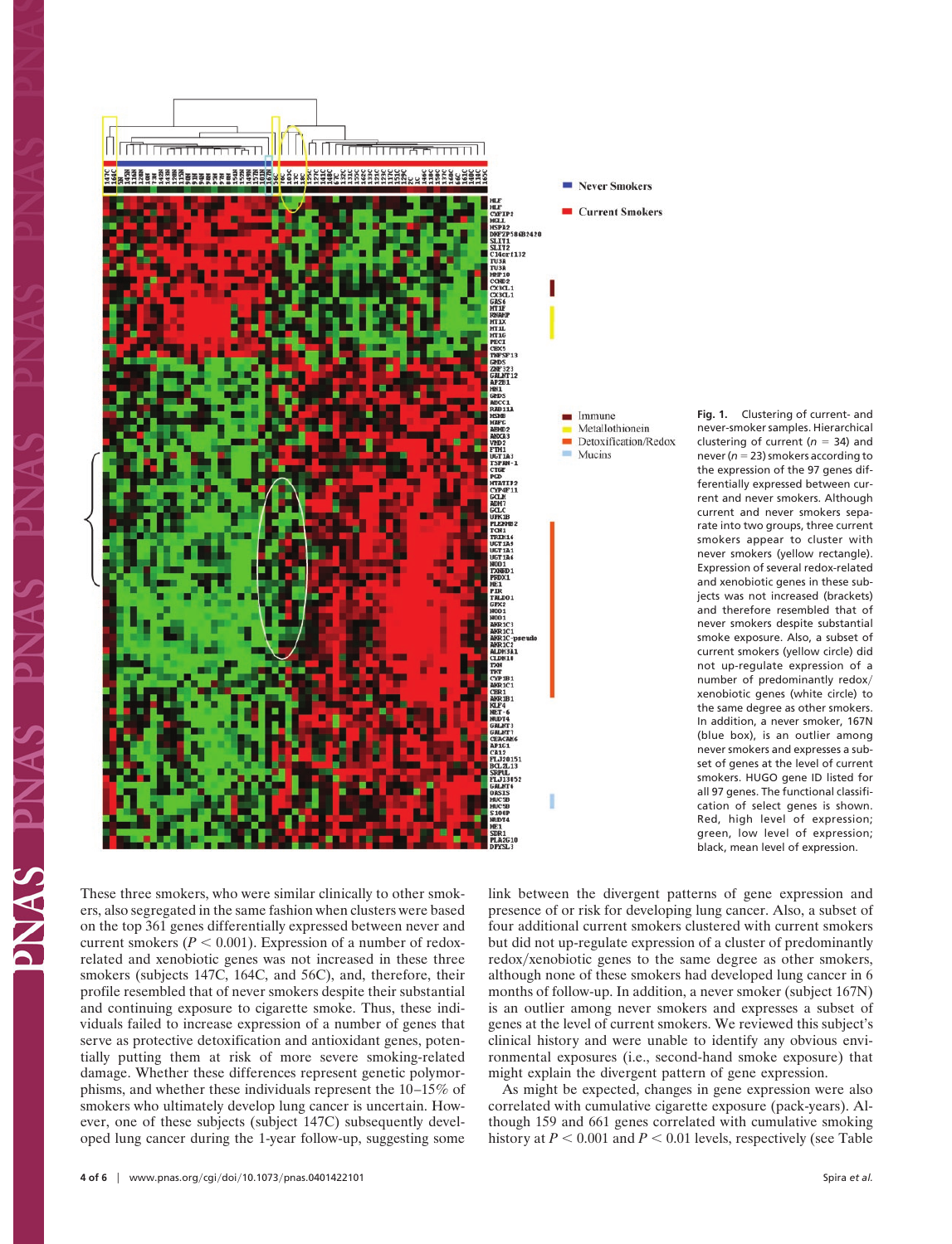**Fig. 1.** Clustering of current- and never-smoker samples. Hierarchical clustering of current ($n$ = 34) and never ($n$ = 23) smokers according to the expression of the 97 genes differentially expressed between current and never smokers. Although current and never smokers separate into two groups, three current smokers appear to cluster with never smokers (yellow rectangle). Expression of several redox-related and xenobiotic genes in these subjects was not increased (brackets) and therefore resembled that of never smokers despite substantial smoke exposure. Also, a subset of current smokers (yellow circle) did not up-regulate expression of a number of predominantly redox/xenobiotic genes (white circle) to the same degree as other smokers. In addition, a never smoker, 167N (blue box), is an outlier among never smokers and expresses a subset of genes at the level of current smokers. HUGO gene ID listed for all 97 genes. The functional classification of select genes is shown. Red, high level of expression; green, low level of expression; black, mean level of expression.

These three smokers, who were similar clinically to other smokers, also segregated in the same fashion when clusters were based on the top 361 genes differentially expressed between never and current smokers ($P < 0.001$). Expression of a number of redox-related and xenobiotic genes was not increased in these three smokers (subjects 147C, 164C, and 56C), and, therefore, their profile resembled that of never smokers despite their substantial and continuing exposure to cigarette smoke. Thus, these individuals failed to increase expression of a number of genes that serve as protective detoxification and antioxidant genes, potentially putting them at risk of more severe smoking-related damage. Whether these differences represent genetic polymorphisms, and whether these individuals represent the 10–15% of smokers who ultimately develop lung cancer is uncertain. However, one of these subjects (subject 147C) subsequently developed lung cancer during the 1-year follow-up, suggesting some link between the divergent patterns of gene expression and presence of or risk for developing lung cancer. Also, a subset of four additional current smokers clustered with current smokers but did not up-regulate expression of a cluster of predominantly redox/xenobiotic genes to the same degree as other smokers, although none of these smokers had developed lung cancer in 6 months of follow-up. In addition, a never smoker (subject 167N) is an outlier among never smokers and expresses a subset of genes at the level of current smokers. We reviewed this subject's clinical history and were unable to identify any obvious environmental exposures (i.e., second-hand smoke exposure) that might explain the divergent pattern of gene expression.

As might be expected, changes in gene expression were also correlated with cumulative cigarette exposure (pack-years). Although 159 and 661 genes correlated with cumulative smoking history at $P < 0.001$ and $P < 0.01$ levels, respectively (see Table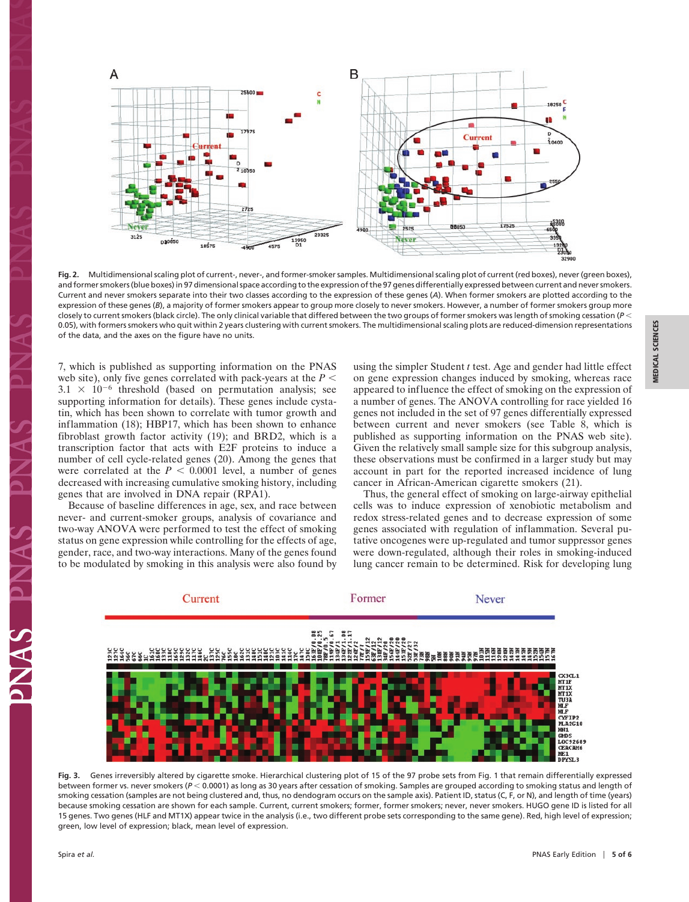Fig. 2. Multidimensional scaling plot of current-, never-, and former-smoker samples. Multidimensional scaling plot of current (red boxes), never (green boxes), and former smokers (blue boxes) in 97 dimensional space according to the expression of the 97 genes differentially expressed between current and never smokers. Current and never smokers separate into their two classes according to the expression of these genes (*A*). When former smokers are plotted according to the expression of these genes (*B*), a majority of former smokers appear to group more closely to never smokers. However, a number of former smokers group more closely to current smokers (black circle). The only clinical variable that differed between the two groups of former smokers was length of smoking cessation ($P < 0.05$), with formers smokers who quit within 2 years clustering with current smokers. The multidimensional scaling plots are reduced-dimension representations of the data, and the axes on the figure have no units.

7, which is published as supporting information on the PNAS web site), only five genes correlated with pack-years at the $P < 3.1 \times 10^{-6}$ threshold (based on permutation analysis; see supporting information for details). These genes include cystatin, which has been shown to correlate with tumor growth and inflammation (18); HBP17, which has been shown to enhance fibroblast growth factor activity (19); and BRD2, which is a transcription factor that acts with E2F proteins to induce a number of cell cycle-related genes (20). Among the genes that were correlated at the $P < 0.0001$ level, a number of genes decreased with increasing cumulative smoking history, including genes that are involved in DNA repair (RPA1).

Because of baseline differences in age, sex, and race between never- and current-smoker groups, analysis of covariance and two-way ANOVA were performed to test the effect of smoking status on gene expression while controlling for the effects of age, gender, race, and two-way interactions. Many of the genes found to be modulated by smoking in this analysis were also found by using the simpler Student *t* test. Age and gender had little effect on gene expression changes induced by smoking, whereas race appeared to influence the effect of smoking on the expression of a number of genes. The ANOVA controlling for race yielded 16 genes not included in the set of 97 genes differentially expressed between current and never smokers (see Table 8, which is published as supporting information on the PNAS web site). Given the relatively small sample size for this subgroup analysis, these observations must be confirmed in a larger study but may account in part for the reported increased incidence of lung cancer in African-American cigarette smokers (21).

Thus, the general effect of smoking on large-airway epithelial cells was to induce expression of xenobiotic metabolism and redox stress-related genes and to decrease expression of some genes associated with regulation of inflammation. Several putative oncogenes were up-regulated and tumor suppressor genes were down-regulated, although their roles in smoking-induced lung cancer remain to be determined. Risk for developing lung

Fig. 3. Genes irreversibly altered by cigarette smoke. Hierarchical clustering plot of 15 of the 97 probe sets from Fig. 1 that remain differentially expressed between former vs. never smokers ($P < 0.0001$) as long as 30 years after cessation of smoking. Samples are grouped according to smoking status and length of smoking cessation (samples are not being clustered and, thus, no dendogram occurs on the sample axis). Patient ID, status (C, F, or N), and length of time (years) because smoking cessation are shown for each sample. Current, current smokers; former, former smokers; never, never smokers. HUGO gene ID is listed for all 15 genes. Two genes (HLF and MT1X) appear twice in the analysis (i.e., two different probe sets corresponding to the same gene). Red, high level of expression; green, low level of expression; black, mean level of expression.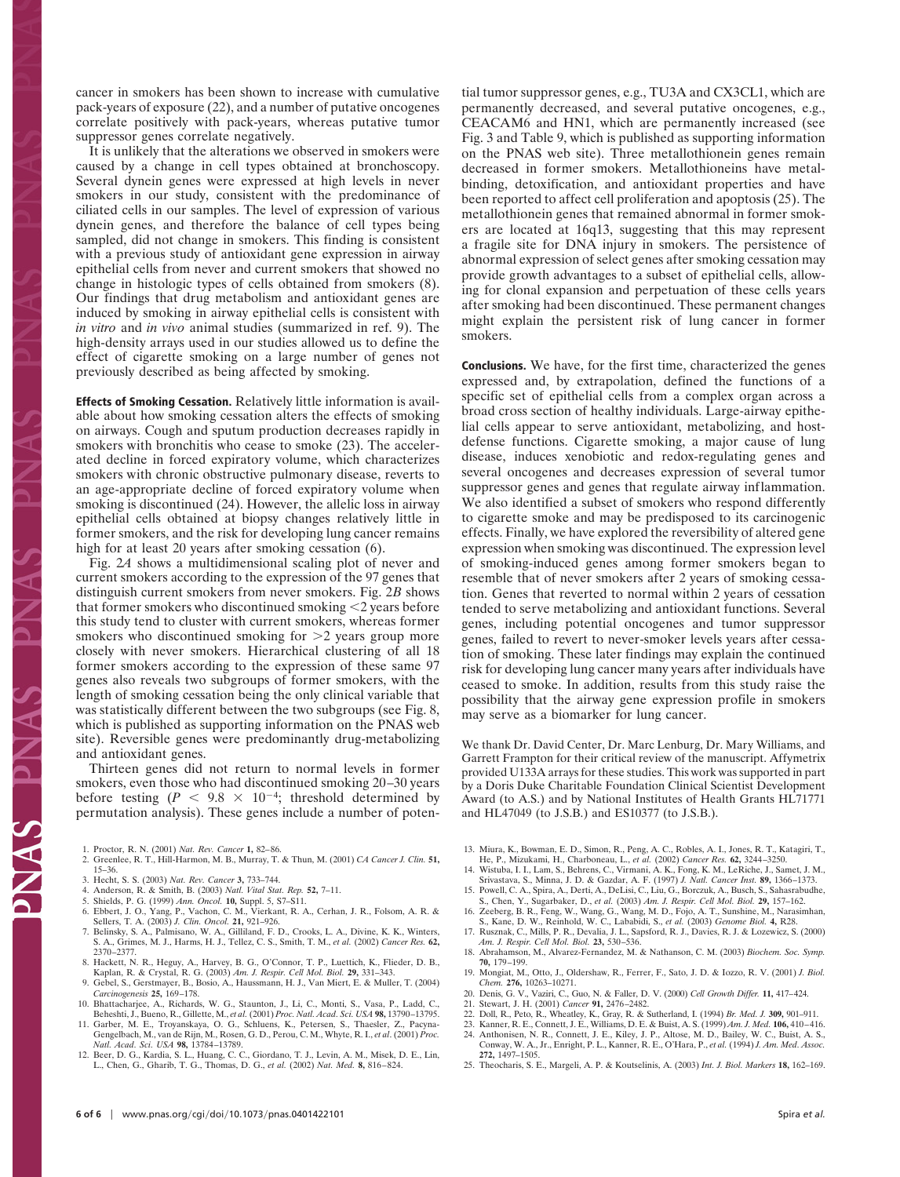cancer in smokers has been shown to increase with cumulative pack-years of exposure (22), and a number of putative oncogenes correlate positively with pack-years, whereas putative tumor suppressor genes correlate negatively.

It is unlikely that the alterations we observed in smokers were caused by a change in cell types obtained at bronchoscopy. Several dynein genes were expressed at high levels in never smokers in our study, consistent with the predominance of ciliated cells in our samples. The level of expression of various dynein genes, and therefore the balance of cell types being sampled, did not change in smokers. This finding is consistent with a previous study of antioxidant gene expression in airway epithelial cells from never and current smokers that showed no change in histologic types of cells obtained from smokers (8). Our findings that drug metabolism and antioxidant genes are induced by smoking in airway epithelial cells is consistent with *in vitro* and *in vivo* animal studies (summarized in ref. 9). The high-density arrays used in our studies allowed us to define the effect of cigarette smoking on a large number of genes not previously described as being affected by smoking.

**Effects of Smoking Cessation.** Relatively little information is available about how smoking cessation alters the effects of smoking on airways. Cough and sputum production decreases rapidly in smokers with bronchitis who cease to smoke (23). The accelerated decline in forced expiratory volume, which characterizes smokers with chronic obstructive pulmonary disease, reverts to an age-appropriate decline of forced expiratory volume when smoking is discontinued (24). However, the allelic loss in airway epithelial cells obtained at biopsy changes relatively little in former smokers, and the risk for developing lung cancer remains high for at least 20 years after smoking cessation (6).

Fig. 2*A* shows a multidimensional scaling plot of never and current smokers according to the expression of the 97 genes that distinguish current smokers from never smokers. Fig. 2*B* shows that former smokers who discontinued smoking $<2$ years before this study tend to cluster with current smokers, whereas former smokers who discontinued smoking for $>2$ years group more closely with never smokers. Hierarchical clustering of all 18 former smokers according to the expression of these same 97 genes also reveals two subgroups of former smokers, with the length of smoking cessation being the only clinical variable that was statistically different between the two subgroups (see Fig. 8, which is published as supporting information on the PNAS web site). Reversible genes were predominantly drug-metabolizing and antioxidant genes.

Thirteen genes did not return to normal levels in former smokers, even those who had discontinued smoking 20–30 years before testing ($P < 9.8 \times 10^{-4}$; threshold determined by permutation analysis). These genes include a number of potential tumor suppressor genes, e.g., TU3A and CX3CL1, which are permanently decreased, and several putative oncogenes, e.g., CEACAM6 and HN1, which are permanently increased (see Fig. 3 and Table 9, which is published as supporting information on the PNAS web site). Three metallothionein genes remain decreased in former smokers. Metallothioneins have metal-binding, detoxification, and antioxidant properties and have been reported to affect cell proliferation and apoptosis (25). The metallothionein genes that remained abnormal in former smokers are located at 16q13, suggesting that this may represent a fragile site for DNA injury in smokers. The persistence of abnormal expression of select genes after smoking cessation may provide growth advantages to a subset of epithelial cells, allowing for clonal expansion and perpetuation of these cells years after smoking had been discontinued. These permanent changes might explain the persistent risk of lung cancer in former smokers.

**Conclusions.** We have, for the first time, characterized the genes expressed and, by extrapolation, defined the functions of a specific set of epithelial cells from a complex organ across a broad cross section of healthy individuals. Large-airway epithelial cells appear to serve antioxidant, metabolizing, and host-defense functions. Cigarette smoking, a major cause of lung disease, induces xenobiotic and redox-regulating genes and several oncogenes and decreases expression of several tumor suppressor genes and genes that regulate airway inflammation. We also identified a subset of smokers who respond differently to cigarette smoke and may be predisposed to its carcinogenic effects. Finally, we have explored the reversibility of altered gene expression when smoking was discontinued. The expression level of smoking-induced genes among former smokers began to resemble that of never smokers after 2 years of smoking cessation. Genes that reverted to normal within 2 years of cessation tended to serve metabolizing and antioxidant functions. Several genes, including potential oncogenes and tumor suppressor genes, failed to revert to never-smoker levels years after cessation of smoking. These later findings may explain the continued risk for developing lung cancer many years after individuals have ceased to smoke. In addition, results from this study raise the possibility that the airway gene expression profile in smokers may serve as a biomarker for lung cancer.

We thank Dr. David Center, Dr. Marc Lenburg, Dr. Mary Williams, and Garrett Frampton for their critical review of the manuscript. Affymetrix provided U133A arrays for these studies. This work was supported in part by a Doris Duke Charitable Foundation Clinical Scientist Development Award (to A.S.) and by National Institutes of Health Grants HL71771 and HL47049 (to J.S.B.) and ES10377 (to J.S.B.).

1. Proctor, R. N. (2001) *Nat. Rev. Cancer* **1,** 82–86.
2. Greenlee, R. T., Hill-Harmon, M. B., Murray, T. & Thun, M. (2001) *CA Cancer J. Clin.* **51,** 15–36.
3. Hecht, S. S. (2003) *Nat. Rev. Cancer* **3,** 733–744.
4. Anderson, R. & Smith, B. (2003) *Natl. Vital Stat. Rep.* **52,** 7–11.
5. Shields, P. G. (1999) *Ann. Oncol.* **10,** Suppl. 5, S7–S11.
6. Ebbert, J. O., Yang, P., Vachon, C. M., Vierkant, R. A., Cerhan, J. R., Folsom, A. R. & Sellers, T. A. (2003) *J. Clin. Oncol.* **21,** 921–926.
7. Belinsky, S. A., Palmisano, W. A., Gilliland, F. D., Crooks, L. A., Divine, K. K., Winters, S. A., Grimes, M. J., Harms, H. J., Tellez, C. S., Smith, T. M., *et al.* (2002) *Cancer Res.* **62,** 2370–2377.
8. Hackett, N. R., Heguy, A., Harvey, B. G., O'Connor, T. P., Luettich, K., Flieder, D. B., Kaplan, R. & Crystal, R. G. (2003) *Am. J. Respir. Cell Mol. Biol.* **29,** 331–343.
9. Gebel, S., Gerstmayer, B., Bosio, A., Haussmann, H. J., Van Miert, E. & Muller, T. (2004) *Carcinogenesis* **25,** 169–178.
10. Bhattacharjee, A., Richards, W. G., Staunton, J., Li, C., Monti, S., Vasa, P., Ladd, C., Beheshti, J., Bueno, R., Gillette, M., *et al.* (2001) *Proc. Natl. Acad. Sci. USA* **98,** 13790–13795.
11. Garber, M. E., Troyanskaya, O. G., Schluens, K., Petersen, S., Thaesler, Z., Pacyna-Gengelbach, M., van de Rijn, M., Rosen, G. D., Perou, C. M., Whyte, R. I., *et al.* (2001) *Proc. Natl. Acad. Sci. USA* **98,** 13784–13789.
12. Beer, D. G., Kardia, S. L., Huang, C. C., Giordano, T. J., Levin, A. M., Misek, D. E., Lin, L., Chen, G., Gharib, T. G., Thomas, D. G., *et al.* (2002) *Nat. Med.* **8,** 816–824.
13. Miura, K., Bowman, E. D., Simon, R., Peng, A. C., Robles, A. I., Jones, R. T., Katagiri, T., He, P., Mizukami, H., Charboneau, L., *et al.* (2002) *Cancer Res.* **62,** 3244–3250.
14. Wistuba, I. I., Lam, S., Behrens, C., Virmani, A. K., Fong, K. M., LeRiche, J., Samet, J. M., Srivastava, S., Minna, J. D. & Gazdar, A. F. (1997) *J. Natl. Cancer Inst.* **89,** 1366–1373.
15. Powell, C. A., Spira, A., Derti, A., DeLisi, C., Liu, G., Borczuk, A., Busch, S., Sahasrabudhe, S., Chen, Y., Sugarbaker, D., *et al.* (2003) *Am. J. Respir. Cell Mol. Biol.* **29,** 157–162.
16. Zeeberg, B. R., Feng, W., Wang, G., Wang, M. D., Fojo, A. T., Sunshine, M., Narasimhan, S., Kane, D. W., Reinhold, W. C., Lababidi, S., *et al.* (2003) *Genome Biol.* **4,** R28.
17. Rusznak, C., Mills, P. R., Devalia, J. L., Sapsford, R. J., Davies, R. J. & Lozewicz, S. (2000) *Am. J. Respir. Cell Mol. Biol.* **23,** 530–536.
18. Abrahamson, M., Alvarez-Fernandez, M. & Nathanson, C. M. (2003) *Biochem. Soc. Symp.* **70,** 179–199.
19. Mongiat, M., Otto, J., Oldershaw, R., Ferrer, F., Sato, J. D. & Iozzo, R. V. (2001) *J. Biol. Chem.* **276,** 10263–10271.
20. Denis, G. V., Vaziri, C., Guo, N. & Faller, D. V. (2000) *Cell Growth Differ.* **11,** 417–424.
21. Stewart, J. H. (2001) *Cancer* **91,** 2476–2482.
22. Doll, R., Peto, R., Wheatley, K., Gray, R. & Sutherland, I. (1994) *Br. Med. J.* **309,** 901–911.
23. Kanner, R. E., Connett, J. E., Williams, D. E. & Buist, A. S. (1999) *Am. J. Med.* **106,** 410–416.
24. Anthonisen, N. R., Connett, J. E., Kiley, J. P., Altose, M. D., Bailey, W. C., Buist, A. S., Conway, W. A., Jr., Enright, P. L., Kanner, R. E., O'Hara, P., *et al.* (1994) *J. Am. Med. Assoc.* **272,** 1497–1505.
25. Theocharis, S. E., Margeli, A. P. & Koutselinis, A. (2003) *Int. J. Biol. Markers* **18,** 162–169.